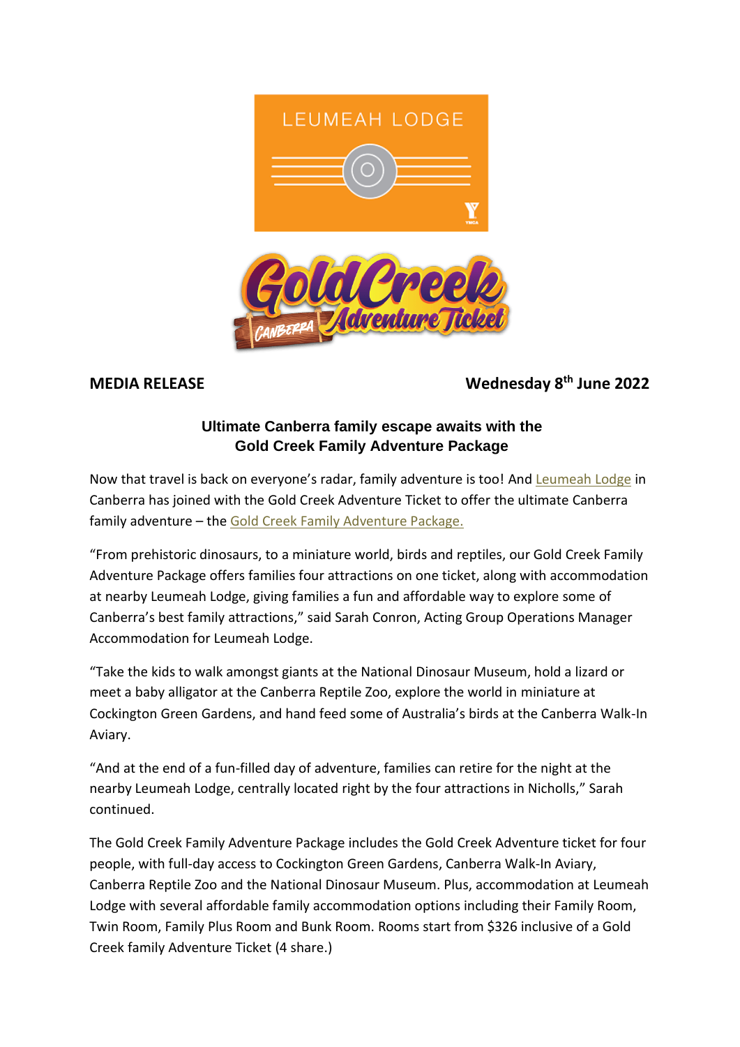**MEDIA RELEASE** **Wednesday 8th June 2022**

## Ultimate Canberra family escape awaits with the Gold Creek Family Adventure Package

Now that travel is back on everyone's radar, family adventure is too! And Leumeah Lodge in Canberra has joined with the Gold Creek Adventure Ticket to offer the ultimate Canberra family adventure – the Gold Creek Family Adventure Package.

"From prehistoric dinosaurs, to a miniature world, birds and reptiles, our Gold Creek Family Adventure Package offers families four attractions on one ticket, along with accommodation at nearby Leumeah Lodge, giving families a fun and affordable way to explore some of Canberra's best family attractions," said Sarah Conron, Acting Group Operations Manager Accommodation for Leumeah Lodge.

"Take the kids to walk amongst giants at the National Dinosaur Museum, hold a lizard or meet a baby alligator at the Canberra Reptile Zoo, explore the world in miniature at Cockington Green Gardens, and hand feed some of Australia's birds at the Canberra Walk-In Aviary.

"And at the end of a fun-filled day of adventure, families can retire for the night at the nearby Leumeah Lodge, centrally located right by the four attractions in Nicholls," Sarah continued.

The Gold Creek Family Adventure Package includes the Gold Creek Adventure ticket for four people, with full-day access to Cockington Green Gardens, Canberra Walk-In Aviary, Canberra Reptile Zoo and the National Dinosaur Museum. Plus, accommodation at Leumeah Lodge with several affordable family accommodation options including their Family Room, Twin Room, Family Plus Room and Bunk Room. Rooms start from $326 inclusive of a Gold Creek family Adventure Ticket (4 share.)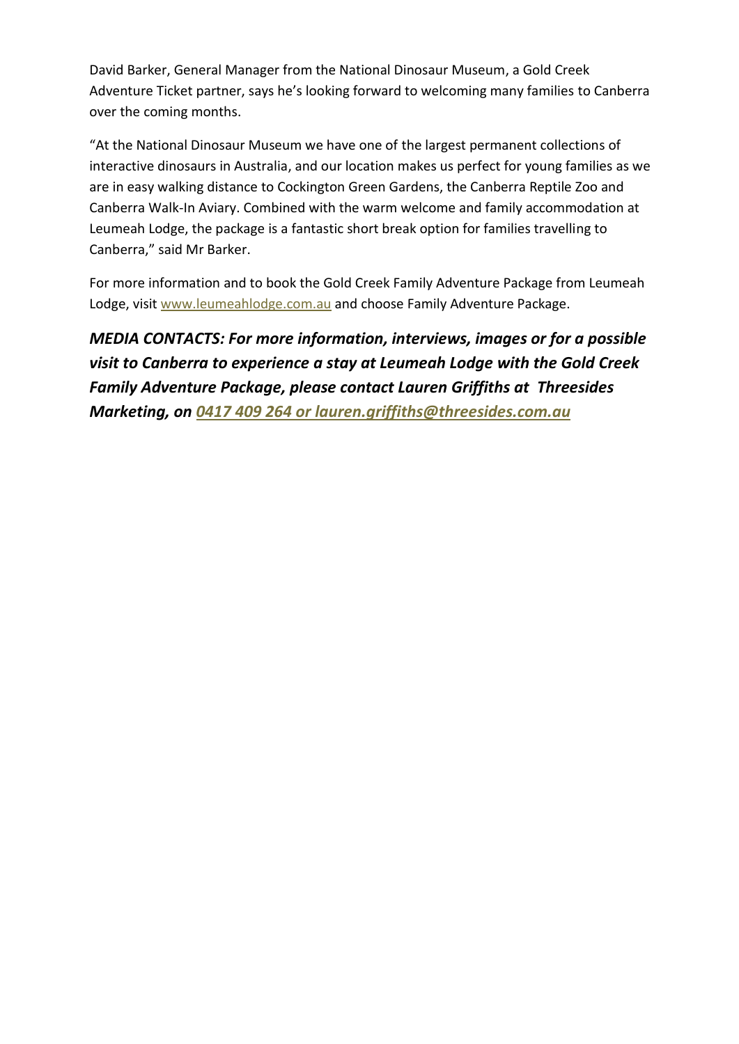David Barker, General Manager from the National Dinosaur Museum, a Gold Creek Adventure Ticket partner, says he's looking forward to welcoming many families to Canberra over the coming months.

"At the National Dinosaur Museum we have one of the largest permanent collections of interactive dinosaurs in Australia, and our location makes us perfect for young families as we are in easy walking distance to Cockington Green Gardens, the Canberra Reptile Zoo and Canberra Walk-In Aviary. Combined with the warm welcome and family accommodation at Leumeah Lodge, the package is a fantastic short break option for families travelling to Canberra," said Mr Barker.

For more information and to book the Gold Creek Family Adventure Package from Leumeah Lodge, visit www.leumeahlodge.com.au and choose Family Adventure Package.

***MEDIA CONTACTS: For more information, interviews, images or for a possible visit to Canberra to experience a stay at Leumeah Lodge with the Gold Creek Family Adventure Package, please contact Lauren Griffiths at Threesides Marketing, on 0417 409 264 or lauren.griffiths@threesides.com.au***